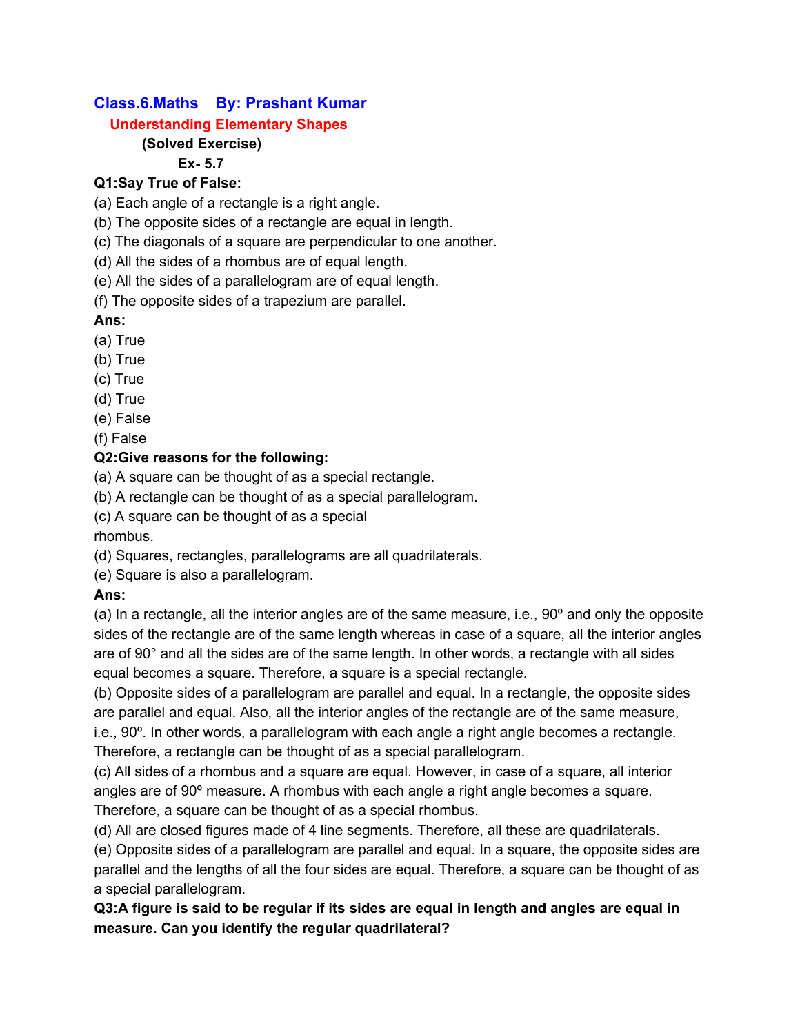# Class.6.Maths    By: Prashant Kumar

## Understanding Elementary Shapes

### (Solved Exercise)

### Ex- 5.7

**Q1:Say True of False:**

(a) Each angle of a rectangle is a right angle.
(b) The opposite sides of a rectangle are equal in length.
(c) The diagonals of a square are perpendicular to one another.
(d) All the sides of a rhombus are of equal length.
(e) All the sides of a parallelogram are of equal length.
(f) The opposite sides of a trapezium are parallel.

**Ans:**

(a) True
(b) True
(c) True
(d) True
(e) False
(f) False

**Q2:Give reasons for the following:**

(a) A square can be thought of as a special rectangle.
(b) A rectangle can be thought of as a special parallelogram.
(c) A square can be thought of as a special rhombus.
(d) Squares, rectangles, parallelograms are all quadrilaterals.
(e) Square is also a parallelogram.

**Ans:**

(a) In a rectangle, all the interior angles are of the same measure, i.e., 90º and only the opposite sides of the rectangle are of the same length whereas in case of a square, all the interior angles are of 90° and all the sides are of the same length. In other words, a rectangle with all sides equal becomes a square. Therefore, a square is a special rectangle.

(b) Opposite sides of a parallelogram are parallel and equal. In a rectangle, the opposite sides are parallel and equal. Also, all the interior angles of the rectangle are of the same measure, i.e., 90º. In other words, a parallelogram with each angle a right angle becomes a rectangle. Therefore, a rectangle can be thought of as a special parallelogram.

(c) All sides of a rhombus and a square are equal. However, in case of a square, all interior angles are of 90º measure. A rhombus with each angle a right angle becomes a square. Therefore, a square can be thought of as a special rhombus.

(d) All are closed figures made of 4 line segments. Therefore, all these are quadrilaterals.

(e) Opposite sides of a parallelogram are parallel and equal. In a square, the opposite sides are parallel and the lengths of all the four sides are equal. Therefore, a square can be thought of as a special parallelogram.

**Q3:A figure is said to be regular if its sides are equal in length and angles are equal in measure. Can you identify the regular quadrilateral?**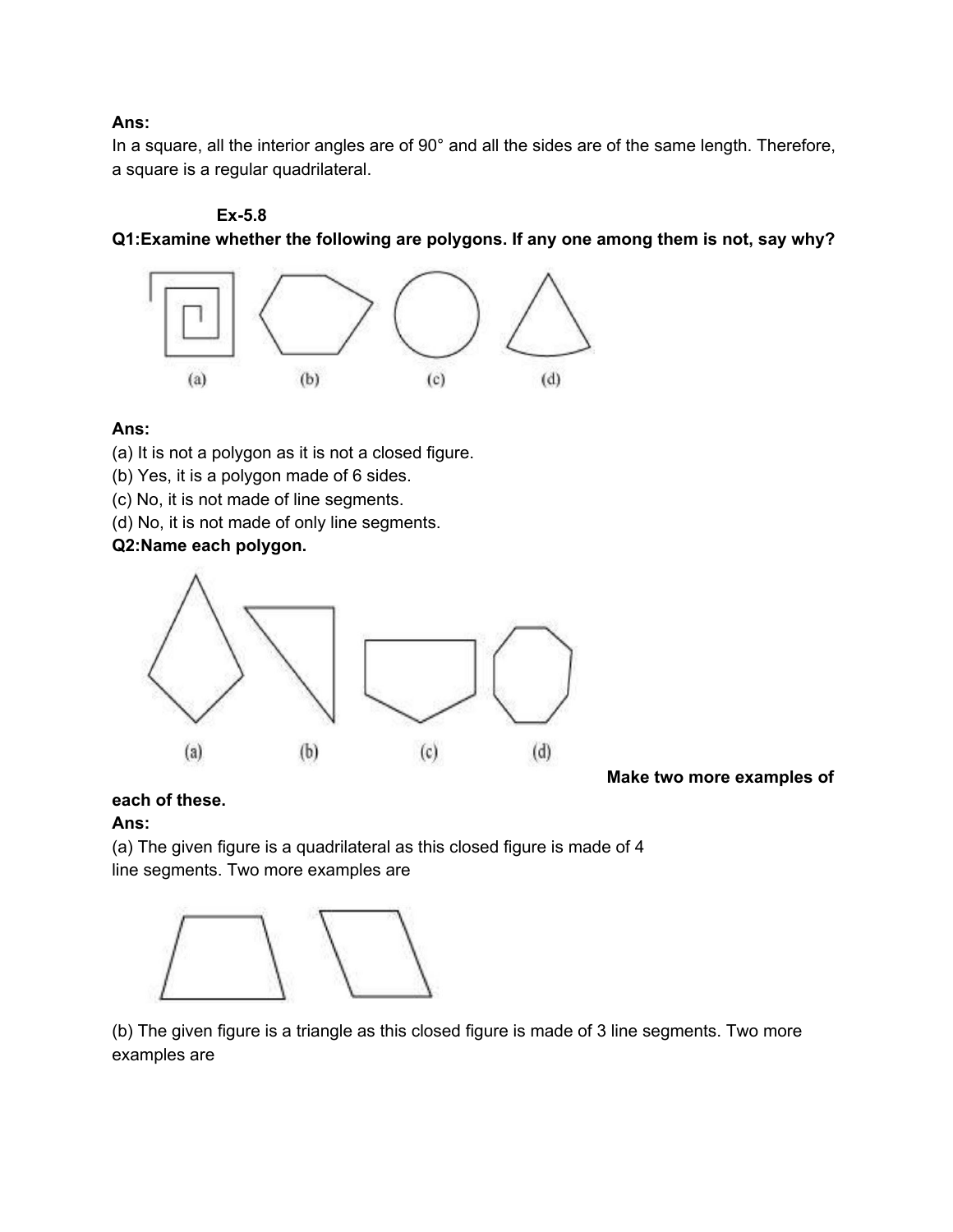**Ans:**
In a square, all the interior angles are of 90° and all the sides are of the same length. Therefore, a square is a regular quadrilateral.

### Ex-5.8

**Q1:Examine whether the following are polygons. If any one among them is not, say why?**

(a) (b) (c) (d)

**Ans:**
(a) It is not a polygon as it is not a closed figure.
(b) Yes, it is a polygon made of 6 sides.
(c) No, it is not made of line segments.
(d) No, it is not made of only line segments.

**Q2:Name each polygon.**

(a) (b) (c) (d)

**Make two more examples of each of these.**

**Ans:**
(a) The given figure is a quadrilateral as this closed figure is made of 4 line segments. Two more examples are

(b) The given figure is a triangle as this closed figure is made of 3 line segments. Two more examples are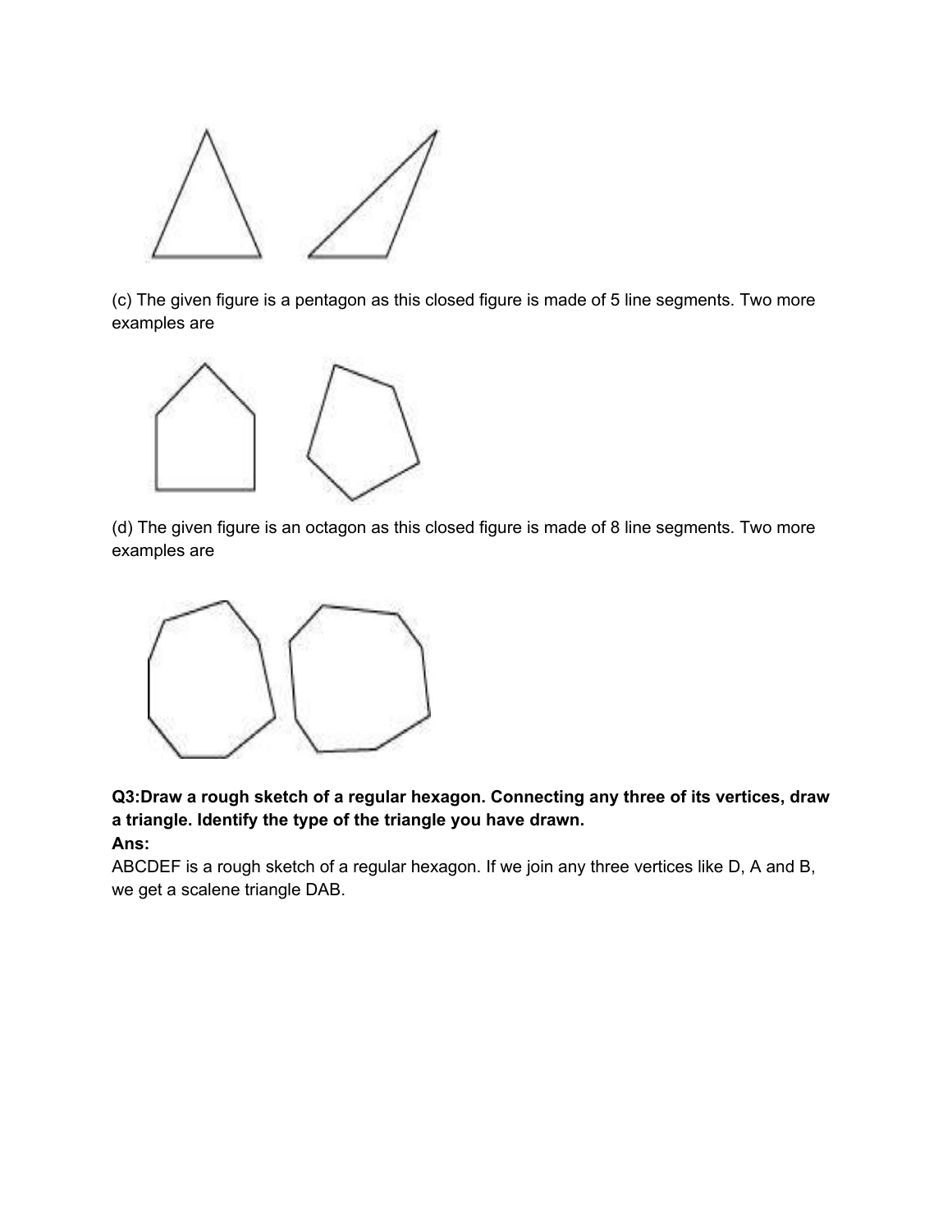(c) The given figure is a pentagon as this closed figure is made of 5 line segments. Two more examples are

(d) The given figure is an octagon as this closed figure is made of 8 line segments. Two more examples are

**Q3:Draw a rough sketch of a regular hexagon. Connecting any three of its vertices, draw a triangle. Identify the type of the triangle you have drawn.**

**Ans:**

ABCDEF is a rough sketch of a regular hexagon. If we join any three vertices like D, A and B, we get a scalene triangle DAB.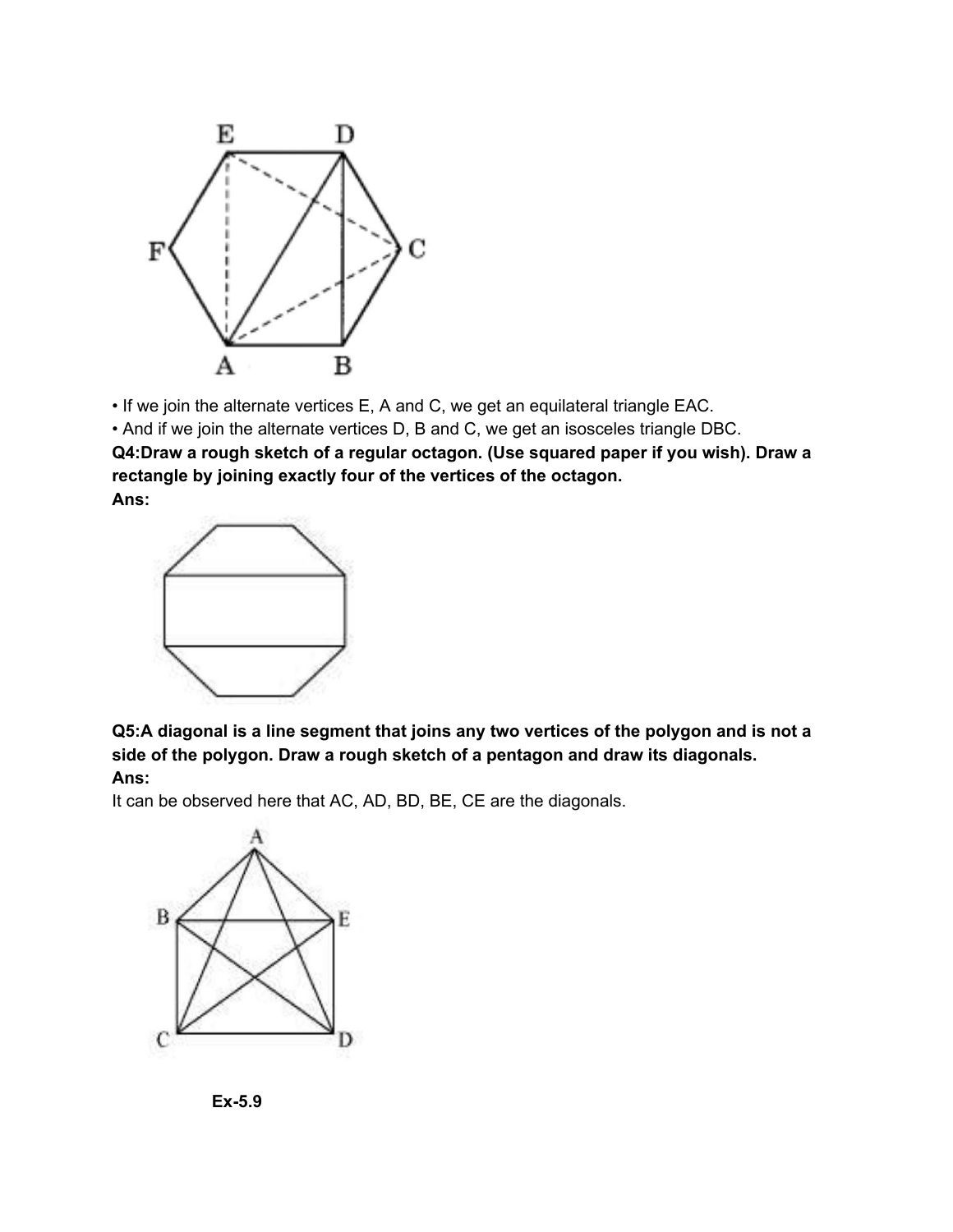- If we join the alternate vertices E, A and C, we get an equilateral triangle EAC.
- And if we join the alternate vertices D, B and C, we get an isosceles triangle DBC.

**Q4:Draw a rough sketch of a regular octagon. (Use squared paper if you wish). Draw a rectangle by joining exactly four of the vertices of the octagon.**

**Ans:**

**Q5:A diagonal is a line segment that joins any two vertices of the polygon and is not a side of the polygon. Draw a rough sketch of a pentagon and draw its diagonals.**

**Ans:**

It can be observed here that AC, AD, BD, BE, CE are the diagonals.

**Ex-5.9**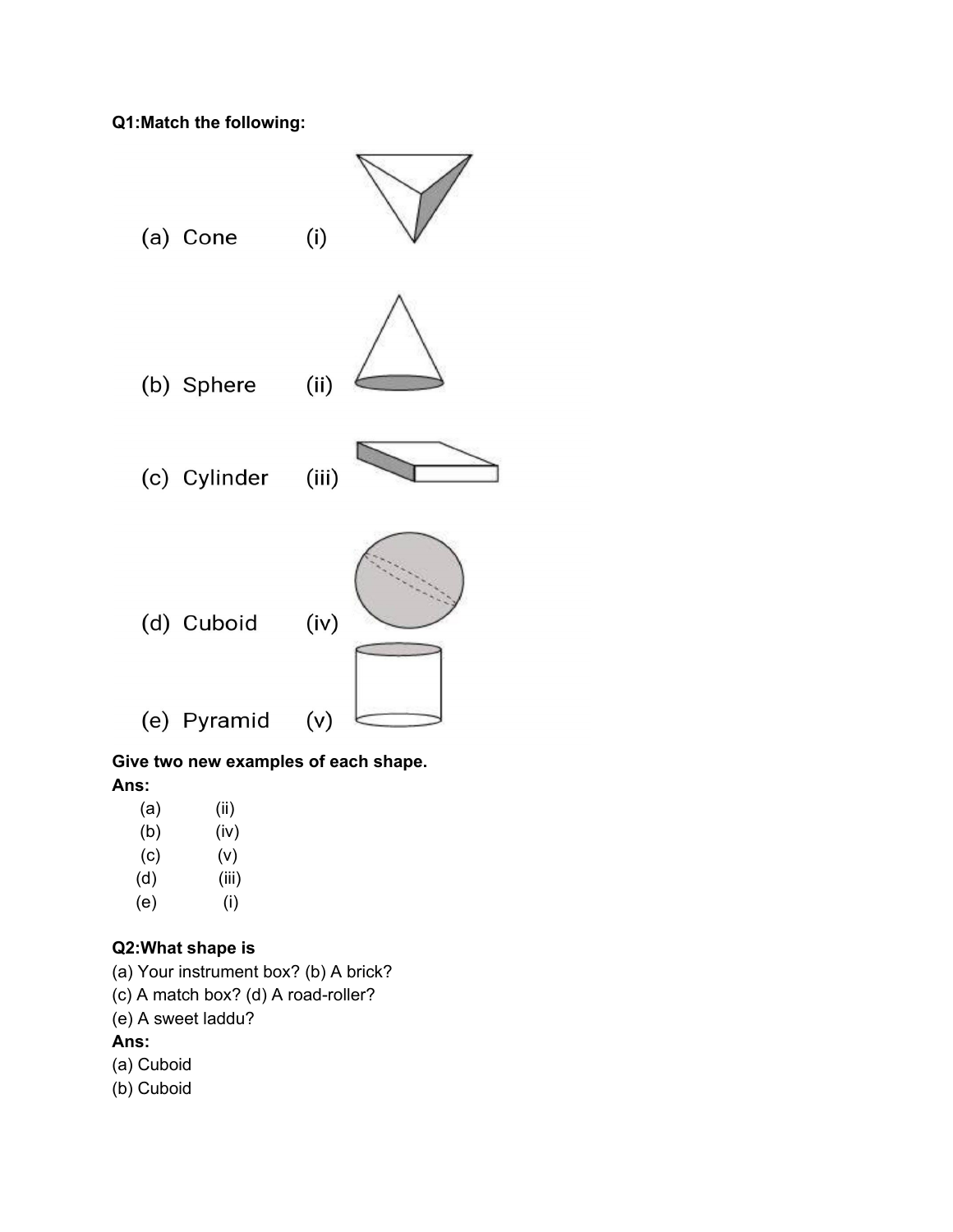**Q1:Match the following:**

| | |
|---|---|
| (a) Cone | (i) |
| (b) Sphere | (ii) |
| (c) Cylinder | (iii) |
| (d) Cuboid | (iv) |
| (e) Pyramid | (v) |

**Give two new examples of each shape.**

**Ans:**

| | |
|---|---|
| (a) | (ii) |
| (b) | (iv) |
| (c) | (v) |
| (d) | (iii) |
| (e) | (i) |

**Q2:What shape is**

(a) Your instrument box? (b) A brick?
(c) A match box? (d) A road-roller?
(e) A sweet laddu?

**Ans:**

(a) Cuboid
(b) Cuboid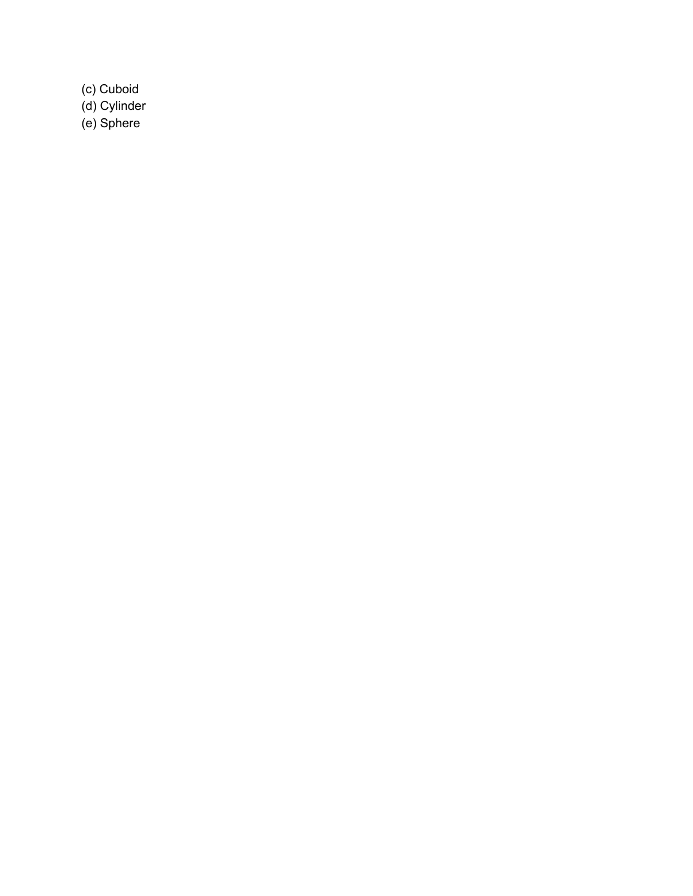(c) Cuboid
(d) Cylinder
(e) Sphere